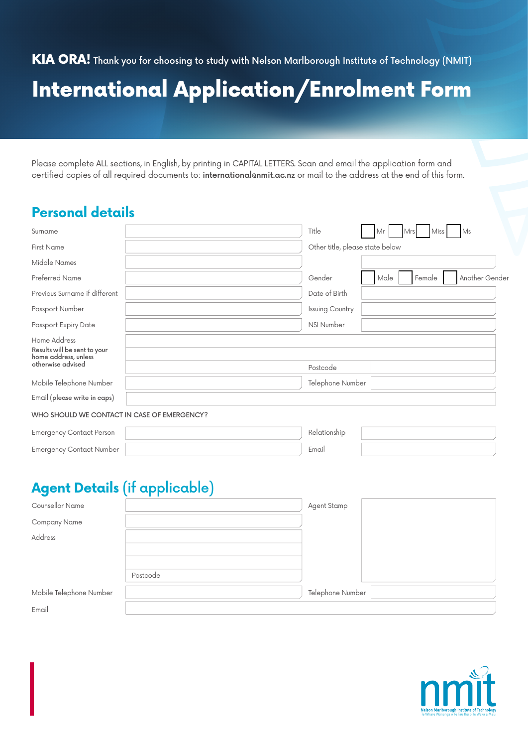**KIA ORA!** Thank you for choosing to study with Nelson Marlborough Institute of Technology (NMIT)

# International Application/Enrolment Form

Please complete ALL sections, in English, by printing in CAPITAL LETTERS. Scan and email the application form and certified copies of all required documents to: **international@nmit.ac.nz** or mail to the address at the end of this form.

## Personal details

| | | | |
|---|---|---|---|
| Surname | | Title | ☐ Mr ☐ Mrs ☐ Miss ☐ Ms |
| First Name | | Other title, please state below | |
| Middle Names | | | |
| Preferred Name | | Gender | ☐ Male ☐ Female ☐ Another Gender |
| Previous Surname if different | | Date of Birth | |
| Passport Number | | Issuing Country | |
| Passport Expiry Date | | NSI Number | |
| Home Address **Results will be sent to your home address, unless otherwise advised** | | | |
| | | Postcode | |
| Mobile Telephone Number | | Telephone Number | |
| Email **(please write in caps)** | | | |

WHO SHOULD WE CONTACT IN CASE OF EMERGENCY?

| | | | |
|---|---|---|---|
| Emergency Contact Person | | Relationship | |
| Emergency Contact Number | | Email | |

## Agent Details (if applicable)

| | | | |
|---|---|---|---|
| Counsellor Name | | Agent Stamp | |
| Company Name | | | |
| Address | | | |
| | | | |
| | Postcode | | |
| Mobile Telephone Number | | Telephone Number | |
| Email | | | |

nmit
Nelson Marlborough Institute of Technology
Te Whare Wānanga o Te Tau Ihu o Te Waka a Māui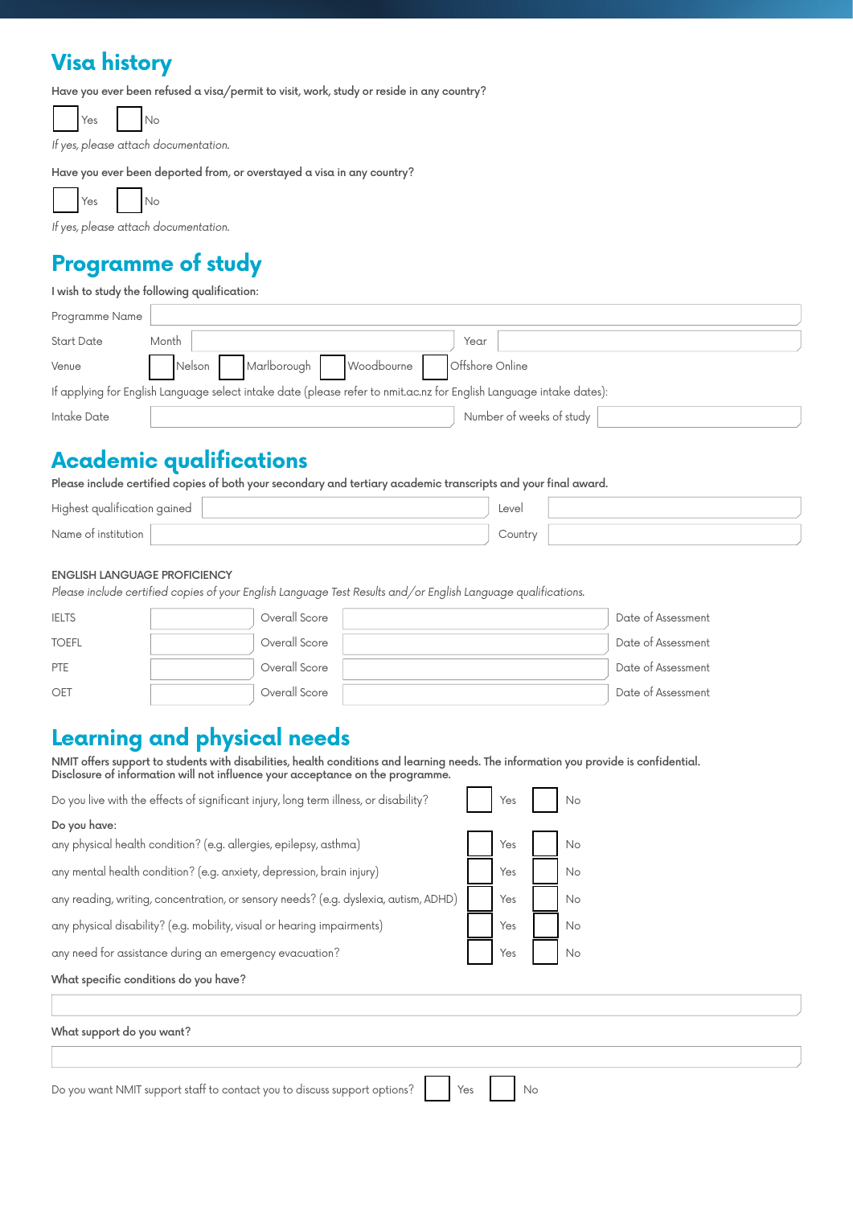## Visa history

Have you ever been refused a visa/permit to visit, work, study or reside in any country?

☐ Yes ☐ No

*If yes, please attach documentation.*

Have you ever been deported from, or overstayed a visa in any country?

☐ Yes ☐ No

*If yes, please attach documentation.*

## Programme of study

I wish to study the following qualification:

Programme Name

Start Date Month Year

Venue ☐ Nelson ☐ Marlborough ☐ Woodbourne ☐ Offshore Online

If applying for English Language select intake date (please refer to nmit.ac.nz for English Language intake dates):

Intake Date Number of weeks of study

## Academic qualifications

Please include certified copies of both your secondary and tertiary academic transcripts and your final award.

Highest qualification gained Level

Name of institution Country

ENGLISH LANGUAGE PROFICIENCY

*Please include certified copies of your English Language Test Results and/or English Language qualifications.*

| | | | | |
|---|---|---|---|---|
| IELTS | | Overall Score | | Date of Assessment |
| TOEFL | | Overall Score | | Date of Assessment |
| PTE | | Overall Score | | Date of Assessment |
| OET | | Overall Score | | Date of Assessment |

## Learning and physical needs

NMIT offers support to students with disabilities, health conditions and learning needs. The information you provide is confidential. Disclosure of information will not influence your acceptance on the programme.

Do you live with the effects of significant injury, long term illness, or disability? ☐ Yes ☐ No

Do you have:

any physical health condition? (e.g. allergies, epilepsy, asthma) ☐ Yes ☐ No

any mental health condition? (e.g. anxiety, depression, brain injury) ☐ Yes ☐ No

any reading, writing, concentration, or sensory needs? (e.g. dyslexia, autism, ADHD) ☐ Yes ☐ No

any physical disability? (e.g. mobility, visual or hearing impairments) ☐ Yes ☐ No

any need for assistance during an emergency evacuation? ☐ Yes ☐ No

What specific conditions do you have?

What support do you want?

Do you want NMIT support staff to contact you to discuss support options? ☐ Yes ☐ No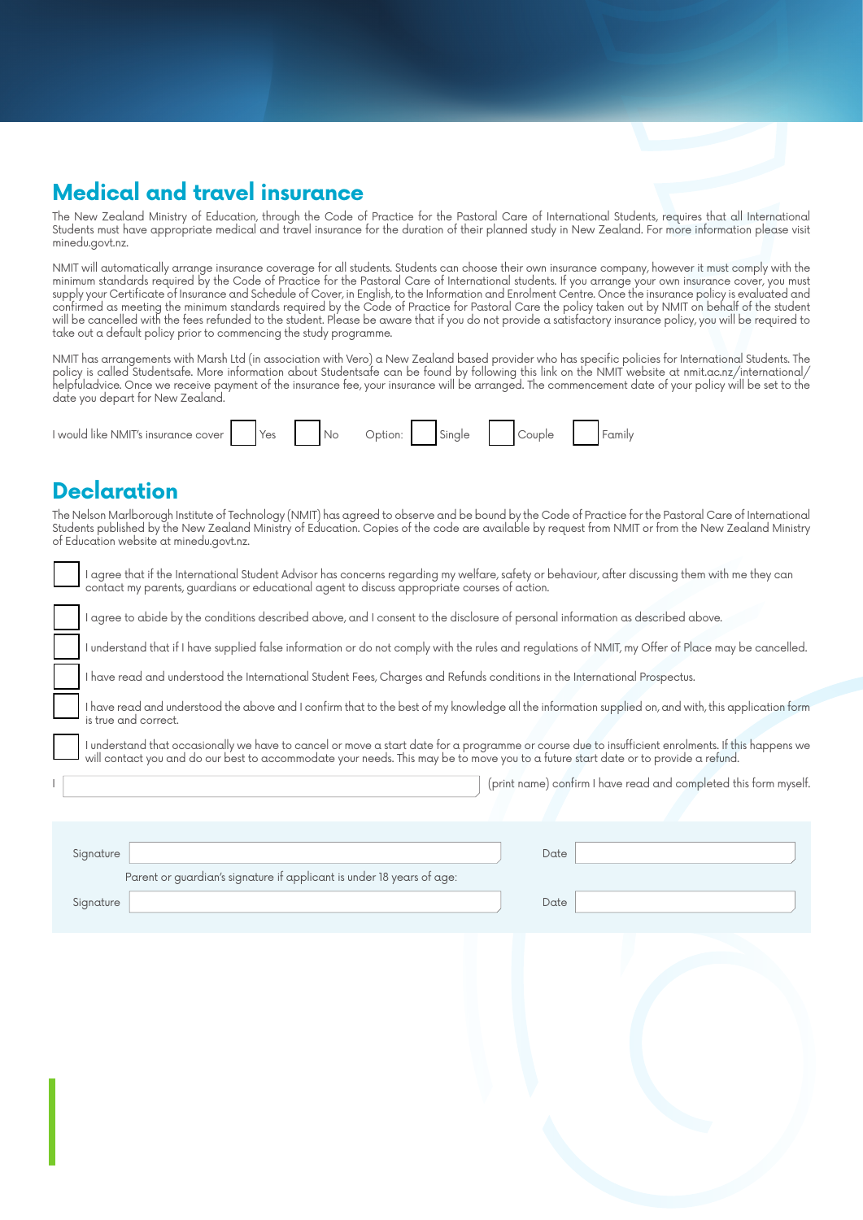## Medical and travel insurance

The New Zealand Ministry of Education, through the Code of Practice for the Pastoral Care of International Students, requires that all International Students must have appropriate medical and travel insurance for the duration of their planned study in New Zealand. For more information please visit minedu.govt.nz.

NMIT will automatically arrange insurance coverage for all students. Students can choose their own insurance company, however it must comply with the minimum standards required by the Code of Practice for the Pastoral Care of International students. If you arrange your own insurance cover, you must supply your Certificate of Insurance and Schedule of Cover, in English, to the Information and Enrolment Centre. Once the insurance policy is evaluated and confirmed as meeting the minimum standards required by the Code of Practice for Pastoral Care the policy taken out by NMIT on behalf of the student will be cancelled with the fees refunded to the student. Please be aware that if you do not provide a satisfactory insurance policy, you will be required to take out a default policy prior to commencing the study programme.

NMIT has arrangements with Marsh Ltd (in association with Vero) a New Zealand based provider who has specific policies for International Students. The policy is called Studentsafe. More information about Studentsafe can be found by following this link on the NMIT website at nmit.ac.nz/international/helpfuladvice. Once we receive payment of the insurance fee, your insurance will be arranged. The commencement date of your policy will be set to the date you depart for New Zealand.

I would like NMIT's insurance cover ☐ Yes ☐ No Option: ☐ Single ☐ Couple ☐ Family

## Declaration

The Nelson Marlborough Institute of Technology (NMIT) has agreed to observe and be bound by the Code of Practice for the Pastoral Care of International Students published by the New Zealand Ministry of Education. Copies of the code are available by request from NMIT or from the New Zealand Ministry of Education website at minedu.govt.nz.

☐ I agree that if the International Student Advisor has concerns regarding my welfare, safety or behaviour, after discussing them with me they can contact my parents, guardians or educational agent to discuss appropriate courses of action.

☐ I agree to abide by the conditions described above, and I consent to the disclosure of personal information as described above.

☐ I understand that if I have supplied false information or do not comply with the rules and regulations of NMIT, my Offer of Place may be cancelled.

☐ I have read and understood the International Student Fees, Charges and Refunds conditions in the International Prospectus.

☐ I have read and understood the above and I confirm that to the best of my knowledge all the information supplied on, and with, this application form is true and correct.

☐ I understand that occasionally we have to cancel or move a start date for a programme or course due to insufficient enrolments. If this happens we will contact you and do our best to accommodate your needs. This may be to move you to a future start date or to provide a refund.

I ____________________ (print name) confirm I have read and completed this form myself.

Signature ____________________ Date ____________________

Parent or guardian's signature if applicant is under 18 years of age:

Signature ____________________ Date ____________________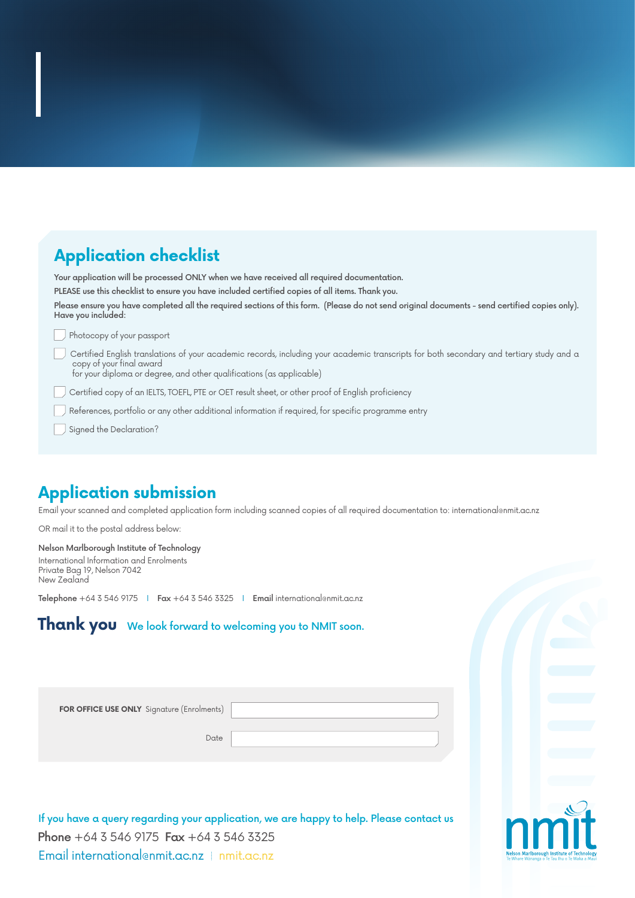## Application checklist

**Your application will be processed ONLY when we have received all required documentation.**

**PLEASE use this checklist to ensure you have included certified copies of all items. Thank you.**

**Please ensure you have completed all the required sections of this form. (Please do not send original documents – send certified copies only). Have you included:**

- ☐ Photocopy of your passport
- ☐ Certified English translations of your academic records, including your academic transcripts for both secondary and tertiary study and a copy of your final award for your diploma or degree, and other qualifications (as applicable)
- ☐ Certified copy of an IELTS, TOEFL, PTE or OET result sheet, or other proof of English proficiency
- ☐ References, portfolio or any other additional information if required, for specific programme entry
- ☐ Signed the Declaration?

## Application submission

Email your scanned and completed application form including scanned copies of all required documentation to: international@nmit.ac.nz

OR mail it to the postal address below:

**Nelson Marlborough Institute of Technology**
International Information and Enrolments
Private Bag 19, Nelson 7042
New Zealand

**Telephone** +64 3 546 9175 | **Fax** +64 3 546 3325 | **Email** international@nmit.ac.nz

## Thank you

We look forward to welcoming you to NMIT soon.

| | |
|---|---|
| **FOR OFFICE USE ONLY** Signature (Enrolments) | |
| Date | |

If you have a query regarding your application, we are happy to help. Please contact us

**Phone** +64 3 546 9175 **Fax** +64 3 546 3325

Email international@nmit.ac.nz | nmit.ac.nz

nmit
Nelson Marlborough Institute of Technology
Te Whare Wānanga o Te Tau Ihu o Te Waka a Māui